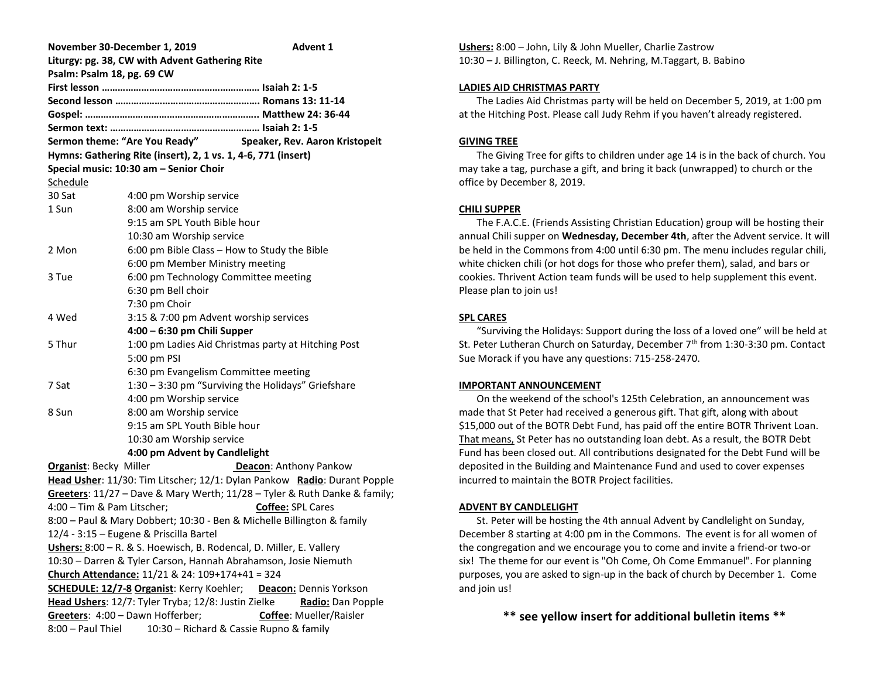**November 30-December 1, 2019 Advent 1**

**Liturgy: pg. 38, CW with Advent Gathering Rite**

**Psalm: Psalm 18, pg. 69 CW**

**First lesson …………………………………………………. Isaiah 2: 1-5**

**Second lesson ……………………………………………… Romans 13: 11-14**

**Gospel: ………………………………………………………. Matthew 24: 36-44**

**Sermon text: ………………………………………………. Isaiah 2: 1-5**

**Sermon theme: "Are You Ready" Speaker, Rev. Aaron Kristopeit**

**Hymns: Gathering Rite (insert), 2, 1 vs. 1, 4-6, 771 (insert)**

**Special music: 10:30 am – Senior Choir**

Schedule

| | |
|---|---|
| 30 Sat | 4:00 pm Worship service |
| 1 Sun | 8:00 am Worship service |
| | 9:15 am SPL Youth Bible hour |
| | 10:30 am Worship service |
| 2 Mon | 6:00 pm Bible Class – How to Study the Bible |
| | 6:00 pm Member Ministry meeting |
| 3 Tue | 6:00 pm Technology Committee meeting |
| | 6:30 pm Bell choir |
| | 7:30 pm Choir |
| 4 Wed | 3:15 & 7:00 pm Advent worship services |
| | **4:00 – 6:30 pm Chili Supper** |
| 5 Thur | 1:00 pm Ladies Aid Christmas party at Hitching Post |
| | 5:00 pm PSI |
| | 6:30 pm Evangelism Committee meeting |
| 7 Sat | 1:30 – 3:30 pm "Surviving the Holidays" Griefshare |
| | 4:00 pm Worship service |
| 8 Sun | 8:00 am Worship service |
| | 9:15 am SPL Youth Bible hour |
| | 10:30 am Worship service |
| | **4:00 pm Advent by Candlelight** |

**Organist**: Becky Miller **Deacon**: Anthony Pankow

**Head Usher**: 11/30: Tim Litscher; 12/1: Dylan Pankow **Radio**: Durant Popple

**Greeters**: 11/27 – Dave & Mary Werth; 11/28 – Tyler & Ruth Danke & family; 4:00 – Tim & Pam Litscher; **Coffee:** SPL Cares

8:00 – Paul & Mary Dobbert; 10:30 - Ben & Michelle Billington & family

12/4 - 3:15 – Eugene & Priscilla Bartel

**Ushers:** 8:00 – R. & S. Hoewisch, B. Rodencal, D. Miller, E. Vallery

10:30 – Darren & Tyler Carson, Hannah Abrahamson, Josie Niemuth

**Church Attendance:** 11/21 & 24: 109+174+41 = 324

**SCHEDULE: 12/7-8 Organist**: Kerry Koehler; **Deacon:** Dennis Yorkson

**Head Ushers**: 12/7: Tyler Tryba; 12/8: Justin Zielke **Radio:** Dan Popple

**Greeters**: 4:00 – Dawn Hofferber; **Coffee**: Mueller/Raisler

8:00 – Paul Thiel 10:30 – Richard & Cassie Rupno & family

**Ushers:** 8:00 – John, Lily & John Mueller, Charlie Zastrow

10:30 – J. Billington, C. Reeck, M. Nehring, M.Taggart, B. Babino

**LADIES AID CHRISTMAS PARTY**

The Ladies Aid Christmas party will be held on December 5, 2019, at 1:00 pm at the Hitching Post. Please call Judy Rehm if you haven't already registered.

**GIVING TREE**

The Giving Tree for gifts to children under age 14 is in the back of church. You may take a tag, purchase a gift, and bring it back (unwrapped) to church or the office by December 8, 2019.

**CHILI SUPPER**

The F.A.C.E. (Friends Assisting Christian Education) group will be hosting their annual Chili supper on **Wednesday, December 4th**, after the Advent service. It will be held in the Commons from 4:00 until 6:30 pm. The menu includes regular chili, white chicken chili (or hot dogs for those who prefer them), salad, and bars or cookies. Thrivent Action team funds will be used to help supplement this event. Please plan to join us!

**SPL CARES**

"Surviving the Holidays: Support during the loss of a loved one" will be held at St. Peter Lutheran Church on Saturday, December 7th from 1:30-3:30 pm. Contact Sue Morack if you have any questions: 715-258-2470.

**IMPORTANT ANNOUNCEMENT**

On the weekend of the school's 125th Celebration, an announcement was made that St Peter had received a generous gift. That gift, along with about $15,000 out of the BOTR Debt Fund, has paid off the entire BOTR Thrivent Loan. That means, St Peter has no outstanding loan debt. As a result, the BOTR Debt Fund has been closed out. All contributions designated for the Debt Fund will be deposited in the Building and Maintenance Fund and used to cover expenses incurred to maintain the BOTR Project facilities.

**ADVENT BY CANDLELIGHT**

St. Peter will be hosting the 4th annual Advent by Candlelight on Sunday, December 8 starting at 4:00 pm in the Commons. The event is for all women of the congregation and we encourage you to come and invite a friend-or two-or six! The theme for our event is "Oh Come, Oh Come Emmanuel". For planning purposes, you are asked to sign-up in the back of church by December 1. Come and join us!

**\*\* see yellow insert for additional bulletin items \*\***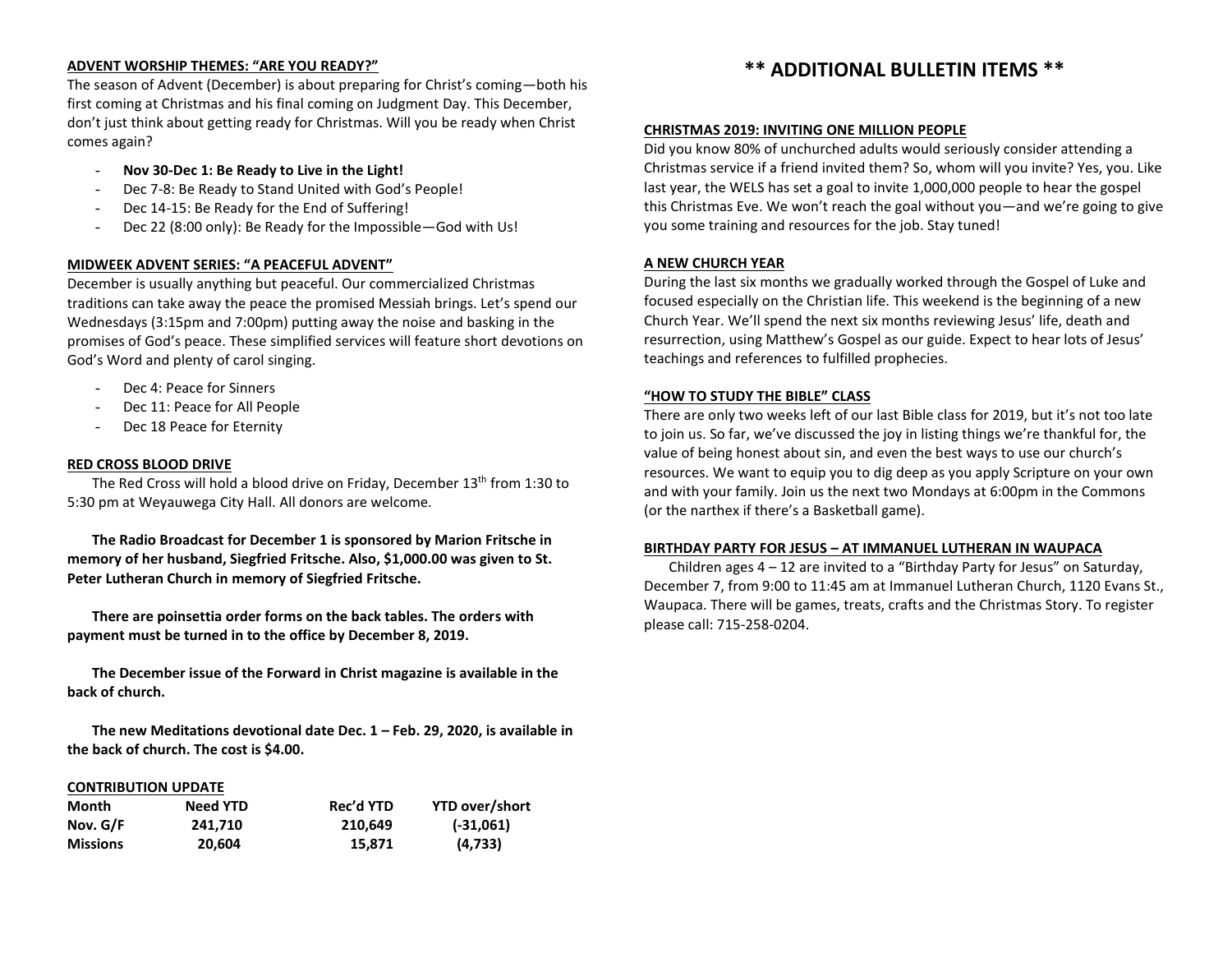**ADVENT WORSHIP THEMES: "ARE YOU READY?"**

The season of Advent (December) is about preparing for Christ's coming—both his first coming at Christmas and his final coming on Judgment Day. This December, don't just think about getting ready for Christmas. Will you be ready when Christ comes again?

- **Nov 30-Dec 1: Be Ready to Live in the Light!**
- Dec 7-8: Be Ready to Stand United with God's People!
- Dec 14-15: Be Ready for the End of Suffering!
- Dec 22 (8:00 only): Be Ready for the Impossible—God with Us!

**MIDWEEK ADVENT SERIES: "A PEACEFUL ADVENT"**

December is usually anything but peaceful. Our commercialized Christmas traditions can take away the peace the promised Messiah brings. Let's spend our Wednesdays (3:15pm and 7:00pm) putting away the noise and basking in the promises of God's peace. These simplified services will feature short devotions on God's Word and plenty of carol singing.

- Dec 4: Peace for Sinners
- Dec 11: Peace for All People
- Dec 18 Peace for Eternity

**RED CROSS BLOOD DRIVE**

The Red Cross will hold a blood drive on Friday, December 13th from 1:30 to 5:30 pm at Weyauwega City Hall. All donors are welcome.

**The Radio Broadcast for December 1 is sponsored by Marion Fritsche in memory of her husband, Siegfried Fritsche. Also, $1,000.00 was given to St. Peter Lutheran Church in memory of Siegfried Fritsche.**

**There are poinsettia order forms on the back tables. The orders with payment must be turned in to the office by December 8, 2019.**

**The December issue of the Forward in Christ magazine is available in the back of church.**

**The new Meditations devotional date Dec. 1 – Feb. 29, 2020, is available in the back of church. The cost is $4.00.**

**CONTRIBUTION UPDATE**

| Month | Need YTD | Rec'd YTD | YTD over/short |
|---|---|---|---|
| **Nov. G/F** | **241,710** | **210,649** | **(-31,061)** |
| **Missions** | **20,604** | **15,871** | **(4,733)** |

# ** ADDITIONAL BULLETIN ITEMS **

**CHRISTMAS 2019: INVITING ONE MILLION PEOPLE**

Did you know 80% of unchurched adults would seriously consider attending a Christmas service if a friend invited them? So, whom will you invite? Yes, you. Like last year, the WELS has set a goal to invite 1,000,000 people to hear the gospel this Christmas Eve. We won't reach the goal without you—and we're going to give you some training and resources for the job. Stay tuned!

**A NEW CHURCH YEAR**

During the last six months we gradually worked through the Gospel of Luke and focused especially on the Christian life. This weekend is the beginning of a new Church Year. We'll spend the next six months reviewing Jesus' life, death and resurrection, using Matthew's Gospel as our guide. Expect to hear lots of Jesus' teachings and references to fulfilled prophecies.

**"HOW TO STUDY THE BIBLE" CLASS**

There are only two weeks left of our last Bible class for 2019, but it's not too late to join us. So far, we've discussed the joy in listing things we're thankful for, the value of being honest about sin, and even the best ways to use our church's resources. We want to equip you to dig deep as you apply Scripture on your own and with your family. Join us the next two Mondays at 6:00pm in the Commons (or the narthex if there's a Basketball game).

**BIRTHDAY PARTY FOR JESUS – AT IMMANUEL LUTHERAN IN WAUPACA**

Children ages 4 – 12 are invited to a "Birthday Party for Jesus" on Saturday, December 7, from 9:00 to 11:45 am at Immanuel Lutheran Church, 1120 Evans St., Waupaca. There will be games, treats, crafts and the Christmas Story. To register please call: 715-258-0204.